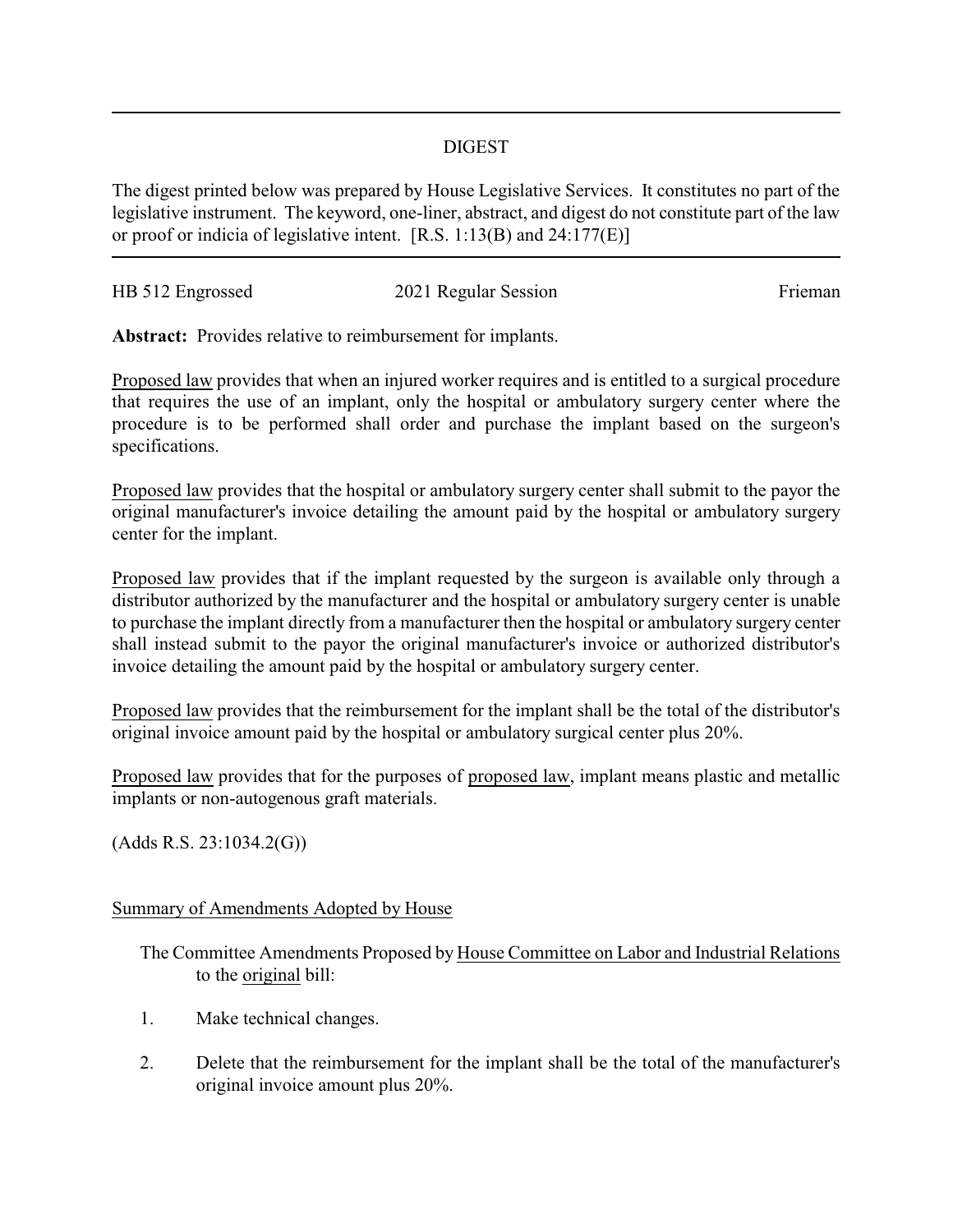# DIGEST

The digest printed below was prepared by House Legislative Services. It constitutes no part of the legislative instrument. The keyword, one-liner, abstract, and digest do not constitute part of the law or proof or indicia of legislative intent. [R.S. 1:13(B) and 24:177(E)]

HB 512 Engrossed | 2021 Regular Session | Frieman

**Abstract:** Provides relative to reimbursement for implants.

Proposed law provides that when an injured worker requires and is entitled to a surgical procedure that requires the use of an implant, only the hospital or ambulatory surgery center where the procedure is to be performed shall order and purchase the implant based on the surgeon's specifications.

Proposed law provides that the hospital or ambulatory surgery center shall submit to the payor the original manufacturer's invoice detailing the amount paid by the hospital or ambulatory surgery center for the implant.

Proposed law provides that if the implant requested by the surgeon is available only through a distributor authorized by the manufacturer and the hospital or ambulatory surgery center is unable to purchase the implant directly from a manufacturer then the hospital or ambulatory surgery center shall instead submit to the payor the original manufacturer's invoice or authorized distributor's invoice detailing the amount paid by the hospital or ambulatory surgery center.

Proposed law provides that the reimbursement for the implant shall be the total of the distributor's original invoice amount paid by the hospital or ambulatory surgical center plus 20%.

Proposed law provides that for the purposes of proposed law, implant means plastic and metallic implants or non-autogenous graft materials.

(Adds R.S. 23:1034.2(G))

Summary of Amendments Adopted by House

The Committee Amendments Proposed by House Committee on Labor and Industrial Relations to the original bill:

1. Make technical changes.
2. Delete that the reimbursement for the implant shall be the total of the manufacturer's original invoice amount plus 20%.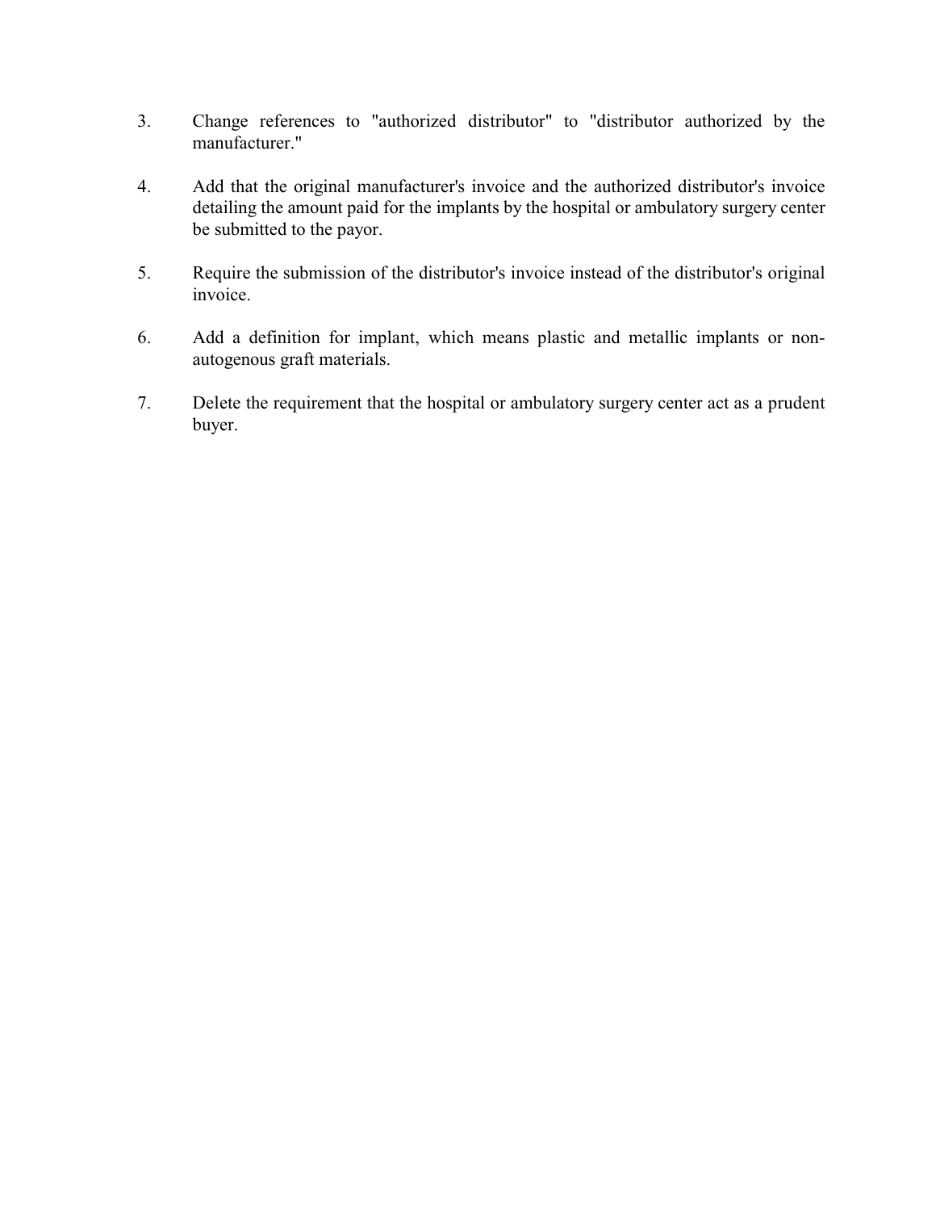3. Change references to "authorized distributor" to "distributor authorized by the manufacturer."

4. Add that the original manufacturer's invoice and the authorized distributor's invoice detailing the amount paid for the implants by the hospital or ambulatory surgery center be submitted to the payor.

5. Require the submission of the distributor's invoice instead of the distributor's original invoice.

6. Add a definition for implant, which means plastic and metallic implants or non-autogenous graft materials.

7. Delete the requirement that the hospital or ambulatory surgery center act as a prudent buyer.